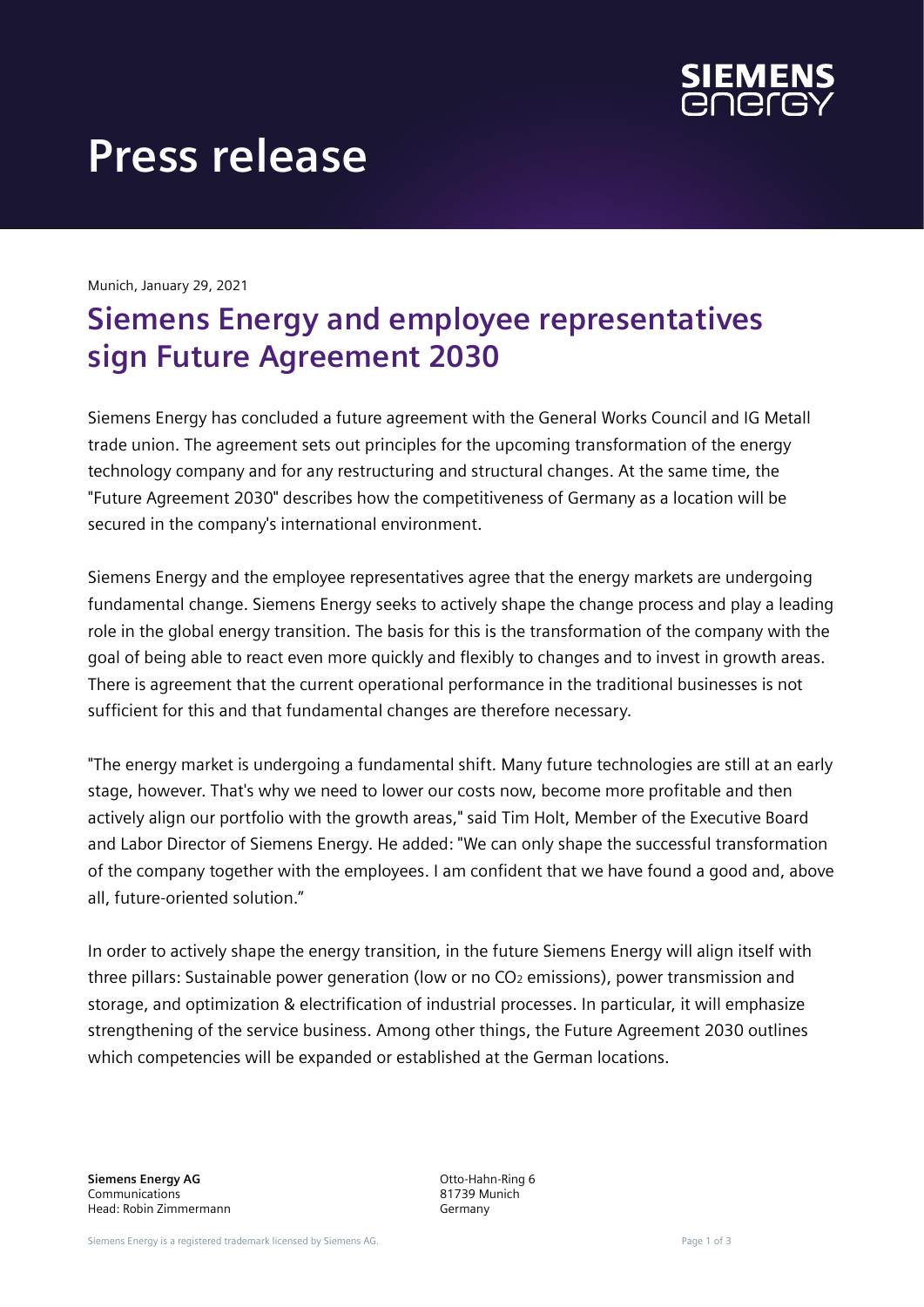# Press release

Munich, January 29, 2021

## Siemens Energy and employee representatives sign Future Agreement 2030

Siemens Energy has concluded a future agreement with the General Works Council and IG Metall trade union. The agreement sets out principles for the upcoming transformation of the energy technology company and for any restructuring and structural changes. At the same time, the "Future Agreement 2030" describes how the competitiveness of Germany as a location will be secured in the company's international environment.

Siemens Energy and the employee representatives agree that the energy markets are undergoing fundamental change. Siemens Energy seeks to actively shape the change process and play a leading role in the global energy transition. The basis for this is the transformation of the company with the goal of being able to react even more quickly and flexibly to changes and to invest in growth areas. There is agreement that the current operational performance in the traditional businesses is not sufficient for this and that fundamental changes are therefore necessary.

"The energy market is undergoing a fundamental shift. Many future technologies are still at an early stage, however. That's why we need to lower our costs now, become more profitable and then actively align our portfolio with the growth areas," said Tim Holt, Member of the Executive Board and Labor Director of Siemens Energy. He added: "We can only shape the successful transformation of the company together with the employees. I am confident that we have found a good and, above all, future-oriented solution."

In order to actively shape the energy transition, in the future Siemens Energy will align itself with three pillars: Sustainable power generation (low or no $CO_2$ emissions), power transmission and storage, and optimization & electrification of industrial processes. In particular, it will emphasize strengthening of the service business. Among other things, the Future Agreement 2030 outlines which competencies will be expanded or established at the German locations.

**Siemens Energy AG**
Communications
Head: Robin Zimmermann

Otto-Hahn-Ring 6
81739 Munich
Germany

Siemens Energy is a registered trademark licensed by Siemens AG.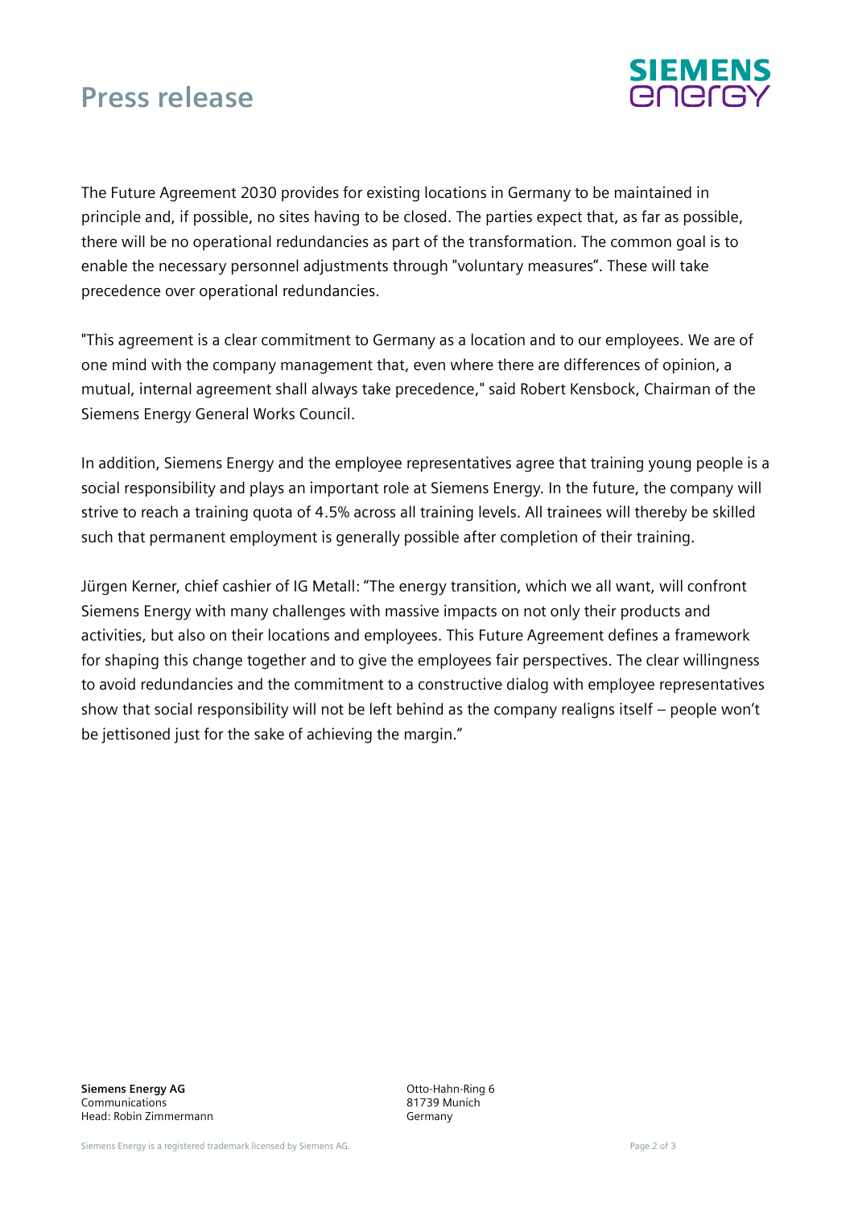The Future Agreement 2030 provides for existing locations in Germany to be maintained in principle and, if possible, no sites having to be closed. The parties expect that, as far as possible, there will be no operational redundancies as part of the transformation. The common goal is to enable the necessary personnel adjustments through "voluntary measures". These will take precedence over operational redundancies.

"This agreement is a clear commitment to Germany as a location and to our employees. We are of one mind with the company management that, even where there are differences of opinion, a mutual, internal agreement shall always take precedence," said Robert Kensbock, Chairman of the Siemens Energy General Works Council.

In addition, Siemens Energy and the employee representatives agree that training young people is a social responsibility and plays an important role at Siemens Energy. In the future, the company will strive to reach a training quota of 4.5% across all training levels. All trainees will thereby be skilled such that permanent employment is generally possible after completion of their training.

Jürgen Kerner, chief cashier of IG Metall: "The energy transition, which we all want, will confront Siemens Energy with many challenges with massive impacts on not only their products and activities, but also on their locations and employees. This Future Agreement defines a framework for shaping this change together and to give the employees fair perspectives. The clear willingness to avoid redundancies and the commitment to a constructive dialog with employee representatives show that social responsibility will not be left behind as the company realigns itself – people won't be jettisoned just for the sake of achieving the margin."

**Siemens Energy AG**
Communications
Head: Robin Zimmermann

Otto-Hahn-Ring 6
81739 Munich
Germany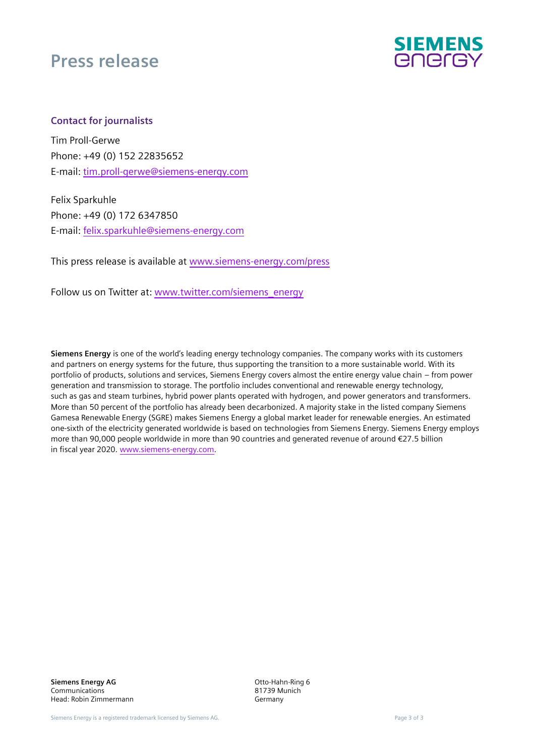# Press release

**Contact for journalists**

Tim Proll-Gerwe
Phone: +49 (0) 152 22835652
E-mail: tim.proll-gerwe@siemens-energy.com

Felix Sparkuhle
Phone: +49 (0) 172 6347850
E-mail: felix.sparkuhle@siemens-energy.com

This press release is available at www.siemens-energy.com/press

Follow us on Twitter at: www.twitter.com/siemens_energy

**Siemens Energy** is one of the world's leading energy technology companies. The company works with its customers and partners on energy systems for the future, thus supporting the transition to a more sustainable world. With its portfolio of products, solutions and services, Siemens Energy covers almost the entire energy value chain – from power generation and transmission to storage. The portfolio includes conventional and renewable energy technology, such as gas and steam turbines, hybrid power plants operated with hydrogen, and power generators and transformers. More than 50 percent of the portfolio has already been decarbonized. A majority stake in the listed company Siemens Gamesa Renewable Energy (SGRE) makes Siemens Energy a global market leader for renewable energies. An estimated one-sixth of the electricity generated worldwide is based on technologies from Siemens Energy. Siemens Energy employs more than 90,000 people worldwide in more than 90 countries and generated revenue of around €27.5 billion in fiscal year 2020. www.siemens-energy.com.

**Siemens Energy AG**
Communications
Head: Robin Zimmermann

Otto-Hahn-Ring 6
81739 Munich
Germany

Siemens Energy is a registered trademark licensed by Siemens AG.